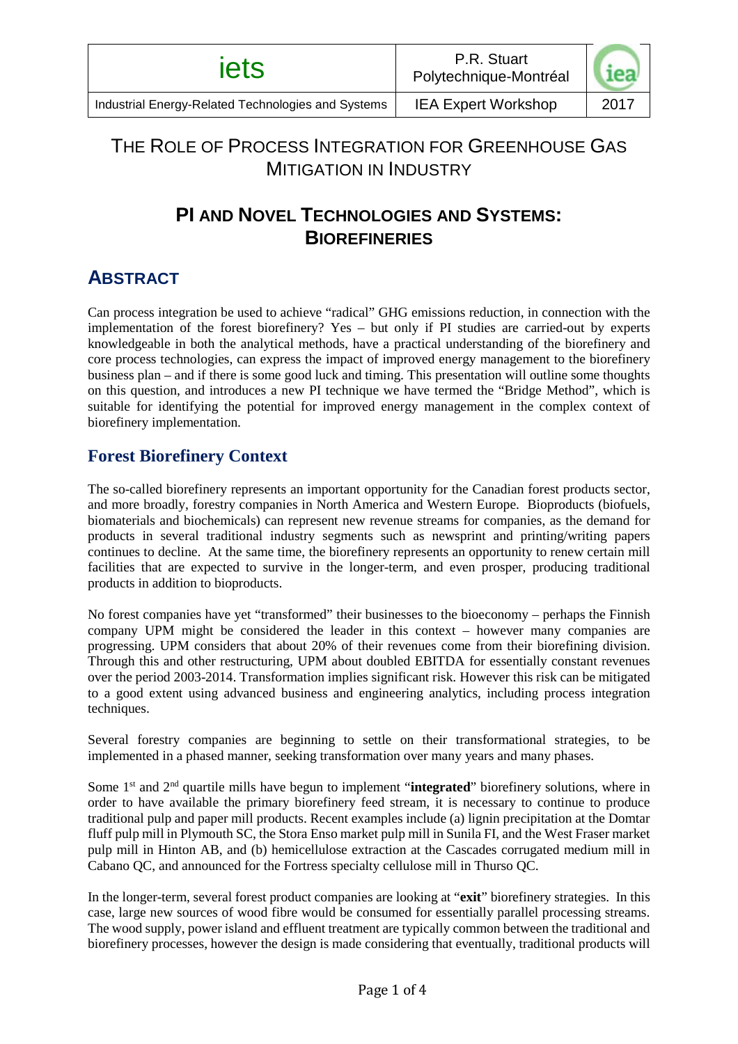# THE ROLE OF PROCESS INTEGRATION FOR GREENHOUSE GAS MITIGATION IN INDUSTRY

## PI AND NOVEL TECHNOLOGIES AND SYSTEMS: BIOREFINERIES

## ABSTRACT

Can process integration be used to achieve "radical" GHG emissions reduction, in connection with the implementation of the forest biorefinery? Yes – but only if PI studies are carried-out by experts knowledgeable in both the analytical methods, have a practical understanding of the biorefinery and core process technologies, can express the impact of improved energy management to the biorefinery business plan – and if there is some good luck and timing. This presentation will outline some thoughts on this question, and introduces a new PI technique we have termed the "Bridge Method", which is suitable for identifying the potential for improved energy management in the complex context of biorefinery implementation.

### Forest Biorefinery Context

The so-called biorefinery represents an important opportunity for the Canadian forest products sector, and more broadly, forestry companies in North America and Western Europe. Bioproducts (biofuels, biomaterials and biochemicals) can represent new revenue streams for companies, as the demand for products in several traditional industry segments such as newsprint and printing/writing papers continues to decline. At the same time, the biorefinery represents an opportunity to renew certain mill facilities that are expected to survive in the longer-term, and even prosper, producing traditional products in addition to bioproducts.

No forest companies have yet "transformed" their businesses to the bioeconomy – perhaps the Finnish company UPM might be considered the leader in this context – however many companies are progressing. UPM considers that about 20% of their revenues come from their biorefining division. Through this and other restructuring, UPM about doubled EBITDA for essentially constant revenues over the period 2003-2014. Transformation implies significant risk. However this risk can be mitigated to a good extent using advanced business and engineering analytics, including process integration techniques.

Several forestry companies are beginning to settle on their transformational strategies, to be implemented in a phased manner, seeking transformation over many years and many phases.

Some 1st and 2nd quartile mills have begun to implement "**integrated**" biorefinery solutions, where in order to have available the primary biorefinery feed stream, it is necessary to continue to produce traditional pulp and paper mill products. Recent examples include (a) lignin precipitation at the Domtar fluff pulp mill in Plymouth SC, the Stora Enso market pulp mill in Sunila FI, and the West Fraser market pulp mill in Hinton AB, and (b) hemicellulose extraction at the Cascades corrugated medium mill in Cabano QC, and announced for the Fortress specialty cellulose mill in Thurso QC.

In the longer-term, several forest product companies are looking at "**exit**" biorefinery strategies. In this case, large new sources of wood fibre would be consumed for essentially parallel processing streams. The wood supply, power island and effluent treatment are typically common between the traditional and biorefinery processes, however the design is made considering that eventually, traditional products will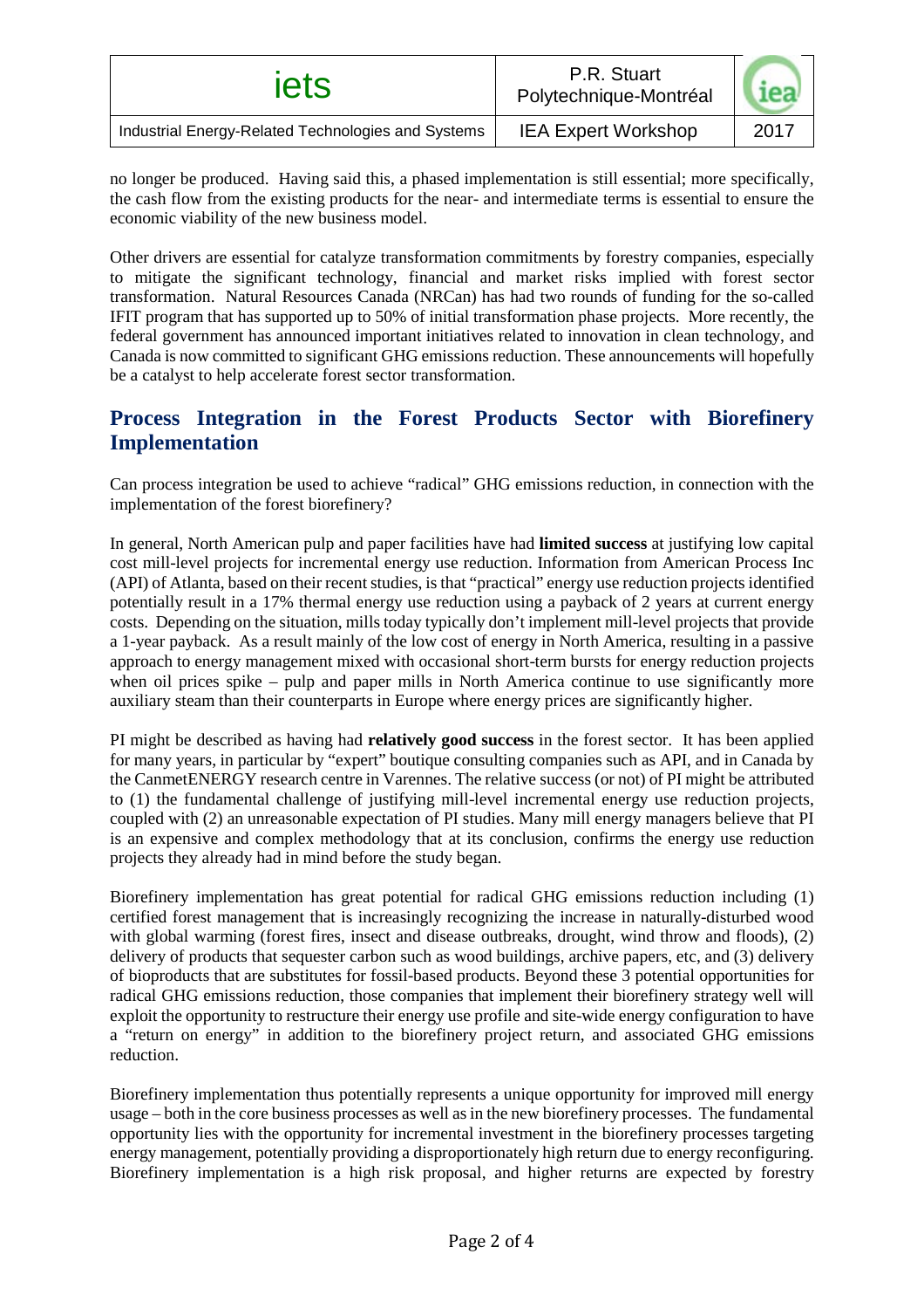no longer be produced. Having said this, a phased implementation is still essential; more specifically, the cash flow from the existing products for the near- and intermediate terms is essential to ensure the economic viability of the new business model.

Other drivers are essential for catalyze transformation commitments by forestry companies, especially to mitigate the significant technology, financial and market risks implied with forest sector transformation. Natural Resources Canada (NRCan) has had two rounds of funding for the so-called IFIT program that has supported up to 50% of initial transformation phase projects. More recently, the federal government has announced important initiatives related to innovation in clean technology, and Canada is now committed to significant GHG emissions reduction. These announcements will hopefully be a catalyst to help accelerate forest sector transformation.

## Process Integration in the Forest Products Sector with Biorefinery Implementation

Can process integration be used to achieve "radical" GHG emissions reduction, in connection with the implementation of the forest biorefinery?

In general, North American pulp and paper facilities have had **limited success** at justifying low capital cost mill-level projects for incremental energy use reduction. Information from American Process Inc (API) of Atlanta, based on their recent studies, is that "practical" energy use reduction projects identified potentially result in a 17% thermal energy use reduction using a payback of 2 years at current energy costs. Depending on the situation, mills today typically don't implement mill-level projects that provide a 1-year payback. As a result mainly of the low cost of energy in North America, resulting in a passive approach to energy management mixed with occasional short-term bursts for energy reduction projects when oil prices spike – pulp and paper mills in North America continue to use significantly more auxiliary steam than their counterparts in Europe where energy prices are significantly higher.

PI might be described as having had **relatively good success** in the forest sector. It has been applied for many years, in particular by "expert" boutique consulting companies such as API, and in Canada by the CanmetENERGY research centre in Varennes. The relative success (or not) of PI might be attributed to (1) the fundamental challenge of justifying mill-level incremental energy use reduction projects, coupled with (2) an unreasonable expectation of PI studies. Many mill energy managers believe that PI is an expensive and complex methodology that at its conclusion, confirms the energy use reduction projects they already had in mind before the study began.

Biorefinery implementation has great potential for radical GHG emissions reduction including (1) certified forest management that is increasingly recognizing the increase in naturally-disturbed wood with global warming (forest fires, insect and disease outbreaks, drought, wind throw and floods), (2) delivery of products that sequester carbon such as wood buildings, archive papers, etc, and (3) delivery of bioproducts that are substitutes for fossil-based products. Beyond these 3 potential opportunities for radical GHG emissions reduction, those companies that implement their biorefinery strategy well will exploit the opportunity to restructure their energy use profile and site-wide energy configuration to have a "return on energy" in addition to the biorefinery project return, and associated GHG emissions reduction.

Biorefinery implementation thus potentially represents a unique opportunity for improved mill energy usage – both in the core business processes as well as in the new biorefinery processes. The fundamental opportunity lies with the opportunity for incremental investment in the biorefinery processes targeting energy management, potentially providing a disproportionately high return due to energy reconfiguring. Biorefinery implementation is a high risk proposal, and higher returns are expected by forestry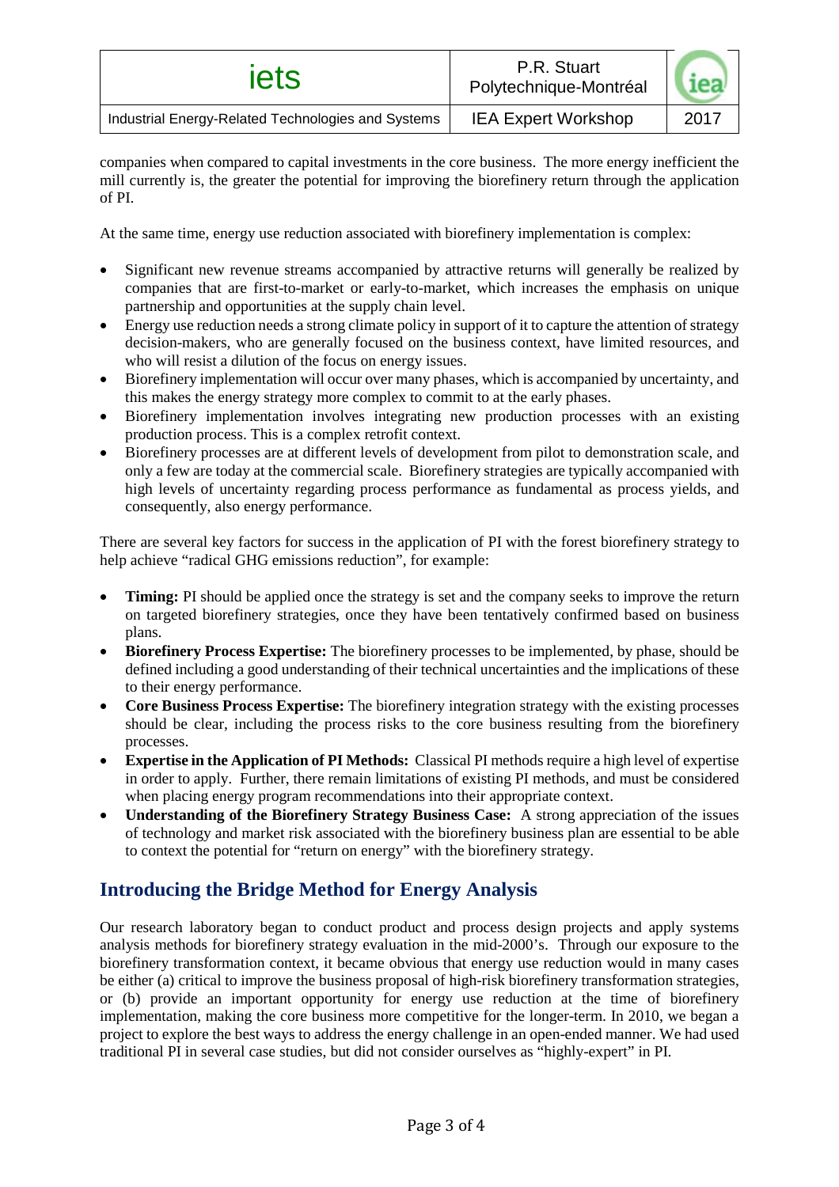companies when compared to capital investments in the core business. The more energy inefficient the mill currently is, the greater the potential for improving the biorefinery return through the application of PI.

At the same time, energy use reduction associated with biorefinery implementation is complex:

- Significant new revenue streams accompanied by attractive returns will generally be realized by companies that are first-to-market or early-to-market, which increases the emphasis on unique partnership and opportunities at the supply chain level.
- Energy use reduction needs a strong climate policy in support of it to capture the attention of strategy decision-makers, who are generally focused on the business context, have limited resources, and who will resist a dilution of the focus on energy issues.
- Biorefinery implementation will occur over many phases, which is accompanied by uncertainty, and this makes the energy strategy more complex to commit to at the early phases.
- Biorefinery implementation involves integrating new production processes with an existing production process. This is a complex retrofit context.
- Biorefinery processes are at different levels of development from pilot to demonstration scale, and only a few are today at the commercial scale. Biorefinery strategies are typically accompanied with high levels of uncertainty regarding process performance as fundamental as process yields, and consequently, also energy performance.

There are several key factors for success in the application of PI with the forest biorefinery strategy to help achieve "radical GHG emissions reduction", for example:

- **Timing:** PI should be applied once the strategy is set and the company seeks to improve the return on targeted biorefinery strategies, once they have been tentatively confirmed based on business plans.
- **Biorefinery Process Expertise:** The biorefinery processes to be implemented, by phase, should be defined including a good understanding of their technical uncertainties and the implications of these to their energy performance.
- **Core Business Process Expertise:** The biorefinery integration strategy with the existing processes should be clear, including the process risks to the core business resulting from the biorefinery processes.
- **Expertise in the Application of PI Methods:** Classical PI methods require a high level of expertise in order to apply. Further, there remain limitations of existing PI methods, and must be considered when placing energy program recommendations into their appropriate context.
- **Understanding of the Biorefinery Strategy Business Case:** A strong appreciation of the issues of technology and market risk associated with the biorefinery business plan are essential to be able to context the potential for "return on energy" with the biorefinery strategy.

## Introducing the Bridge Method for Energy Analysis

Our research laboratory began to conduct product and process design projects and apply systems analysis methods for biorefinery strategy evaluation in the mid-2000's. Through our exposure to the biorefinery transformation context, it became obvious that energy use reduction would in many cases be either (a) critical to improve the business proposal of high-risk biorefinery transformation strategies, or (b) provide an important opportunity for energy use reduction at the time of biorefinery implementation, making the core business more competitive for the longer-term. In 2010, we began a project to explore the best ways to address the energy challenge in an open-ended manner. We had used traditional PI in several case studies, but did not consider ourselves as "highly-expert" in PI.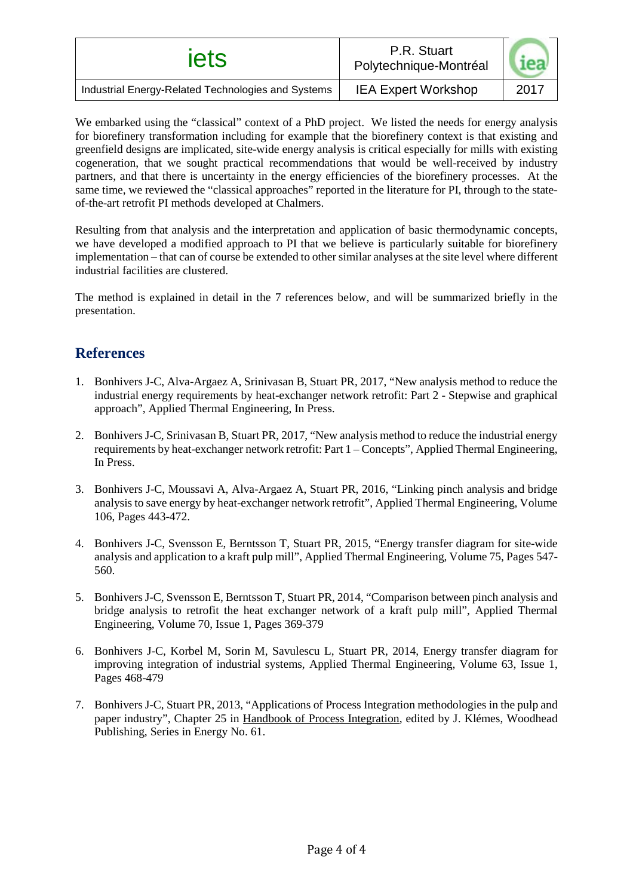We embarked using the "classical" context of a PhD project. We listed the needs for energy analysis for biorefinery transformation including for example that the biorefinery context is that existing and greenfield designs are implicated, site-wide energy analysis is critical especially for mills with existing cogeneration, that we sought practical recommendations that would be well-received by industry partners, and that there is uncertainty in the energy efficiencies of the biorefinery processes. At the same time, we reviewed the "classical approaches" reported in the literature for PI, through to the state-of-the-art retrofit PI methods developed at Chalmers.

Resulting from that analysis and the interpretation and application of basic thermodynamic concepts, we have developed a modified approach to PI that we believe is particularly suitable for biorefinery implementation – that can of course be extended to other similar analyses at the site level where different industrial facilities are clustered.

The method is explained in detail in the 7 references below, and will be summarized briefly in the presentation.

## References

1. Bonhivers J-C, Alva-Argaez A, Srinivasan B, Stuart PR, 2017, "New analysis method to reduce the industrial energy requirements by heat-exchanger network retrofit: Part 2 - Stepwise and graphical approach", Applied Thermal Engineering, In Press.

2. Bonhivers J-C, Srinivasan B, Stuart PR, 2017, "New analysis method to reduce the industrial energy requirements by heat-exchanger network retrofit: Part 1 – Concepts", Applied Thermal Engineering, In Press.

3. Bonhivers J-C, Moussavi A, Alva-Argaez A, Stuart PR, 2016, "Linking pinch analysis and bridge analysis to save energy by heat-exchanger network retrofit", Applied Thermal Engineering, Volume 106, Pages 443-472.

4. Bonhivers J-C, Svensson E, Berntsson T, Stuart PR, 2015, "Energy transfer diagram for site-wide analysis and application to a kraft pulp mill", Applied Thermal Engineering, Volume 75, Pages 547-560.

5. Bonhivers J-C, Svensson E, Berntsson T, Stuart PR, 2014, "Comparison between pinch analysis and bridge analysis to retrofit the heat exchanger network of a kraft pulp mill", Applied Thermal Engineering, Volume 70, Issue 1, Pages 369-379

6. Bonhivers J-C, Korbel M, Sorin M, Savulescu L, Stuart PR, 2014, Energy transfer diagram for improving integration of industrial systems, Applied Thermal Engineering, Volume 63, Issue 1, Pages 468-479

7. Bonhivers J-C, Stuart PR, 2013, "Applications of Process Integration methodologies in the pulp and paper industry", Chapter 25 in Handbook of Process Integration, edited by J. Klémes, Woodhead Publishing, Series in Energy No. 61.